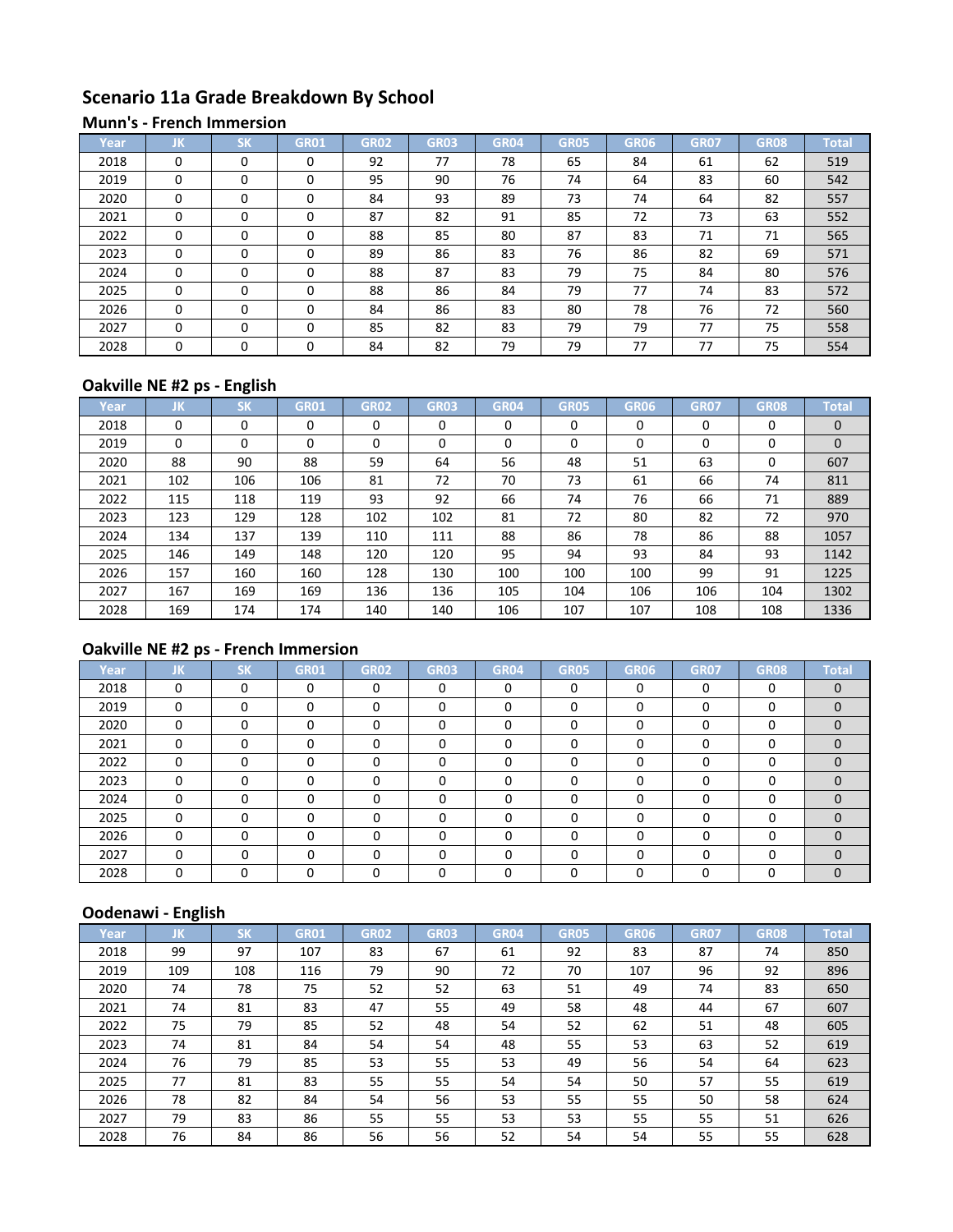## Scenario 11a Grade Breakdown By School

### Munn's - French Immersion

| Year | JK | SK | GR01 | GR02 | GR03 | GR04 | GR05 | GR06 | GR07 | GR08 | Total |
|---|---|---|---|---|---|---|---|---|---|---|---|
| 2018 | 0 | 0 | 0 | 92 | 77 | 78 | 65 | 84 | 61 | 62 | 519 |
| 2019 | 0 | 0 | 0 | 95 | 90 | 76 | 74 | 64 | 83 | 60 | 542 |
| 2020 | 0 | 0 | 0 | 84 | 93 | 89 | 73 | 74 | 64 | 82 | 557 |
| 2021 | 0 | 0 | 0 | 87 | 82 | 91 | 85 | 72 | 73 | 63 | 552 |
| 2022 | 0 | 0 | 0 | 88 | 85 | 80 | 87 | 83 | 71 | 71 | 565 |
| 2023 | 0 | 0 | 0 | 89 | 86 | 83 | 76 | 86 | 82 | 69 | 571 |
| 2024 | 0 | 0 | 0 | 88 | 87 | 83 | 79 | 75 | 84 | 80 | 576 |
| 2025 | 0 | 0 | 0 | 88 | 86 | 84 | 79 | 77 | 74 | 83 | 572 |
| 2026 | 0 | 0 | 0 | 84 | 86 | 83 | 80 | 78 | 76 | 72 | 560 |
| 2027 | 0 | 0 | 0 | 85 | 82 | 83 | 79 | 79 | 77 | 75 | 558 |
| 2028 | 0 | 0 | 0 | 84 | 82 | 79 | 79 | 77 | 77 | 75 | 554 |

### Oakville NE #2 ps - English

| Year | JK | SK | GR01 | GR02 | GR03 | GR04 | GR05 | GR06 | GR07 | GR08 | Total |
|---|---|---|---|---|---|---|---|---|---|---|---|
| 2018 | 0 | 0 | 0 | 0 | 0 | 0 | 0 | 0 | 0 | 0 | 0 |
| 2019 | 0 | 0 | 0 | 0 | 0 | 0 | 0 | 0 | 0 | 0 | 0 |
| 2020 | 88 | 90 | 88 | 59 | 64 | 56 | 48 | 51 | 63 | 0 | 607 |
| 2021 | 102 | 106 | 106 | 81 | 72 | 70 | 73 | 61 | 66 | 74 | 811 |
| 2022 | 115 | 118 | 119 | 93 | 92 | 66 | 74 | 76 | 66 | 71 | 889 |
| 2023 | 123 | 129 | 128 | 102 | 102 | 81 | 72 | 80 | 82 | 72 | 970 |
| 2024 | 134 | 137 | 139 | 110 | 111 | 88 | 86 | 78 | 86 | 88 | 1057 |
| 2025 | 146 | 149 | 148 | 120 | 120 | 95 | 94 | 93 | 84 | 93 | 1142 |
| 2026 | 157 | 160 | 160 | 128 | 130 | 100 | 100 | 100 | 99 | 91 | 1225 |
| 2027 | 167 | 169 | 169 | 136 | 136 | 105 | 104 | 106 | 106 | 104 | 1302 |
| 2028 | 169 | 174 | 174 | 140 | 140 | 106 | 107 | 107 | 108 | 108 | 1336 |

### Oakville NE #2 ps - French Immersion

| Year | JK | SK | GR01 | GR02 | GR03 | GR04 | GR05 | GR06 | GR07 | GR08 | Total |
|---|---|---|---|---|---|---|---|---|---|---|---|
| 2018 | 0 | 0 | 0 | 0 | 0 | 0 | 0 | 0 | 0 | 0 | 0 |
| 2019 | 0 | 0 | 0 | 0 | 0 | 0 | 0 | 0 | 0 | 0 | 0 |
| 2020 | 0 | 0 | 0 | 0 | 0 | 0 | 0 | 0 | 0 | 0 | 0 |
| 2021 | 0 | 0 | 0 | 0 | 0 | 0 | 0 | 0 | 0 | 0 | 0 |
| 2022 | 0 | 0 | 0 | 0 | 0 | 0 | 0 | 0 | 0 | 0 | 0 |
| 2023 | 0 | 0 | 0 | 0 | 0 | 0 | 0 | 0 | 0 | 0 | 0 |
| 2024 | 0 | 0 | 0 | 0 | 0 | 0 | 0 | 0 | 0 | 0 | 0 |
| 2025 | 0 | 0 | 0 | 0 | 0 | 0 | 0 | 0 | 0 | 0 | 0 |
| 2026 | 0 | 0 | 0 | 0 | 0 | 0 | 0 | 0 | 0 | 0 | 0 |
| 2027 | 0 | 0 | 0 | 0 | 0 | 0 | 0 | 0 | 0 | 0 | 0 |
| 2028 | 0 | 0 | 0 | 0 | 0 | 0 | 0 | 0 | 0 | 0 | 0 |

### Oodenawi - English

| Year | JK | SK | GR01 | GR02 | GR03 | GR04 | GR05 | GR06 | GR07 | GR08 | Total |
|---|---|---|---|---|---|---|---|---|---|---|---|
| 2018 | 99 | 97 | 107 | 83 | 67 | 61 | 92 | 83 | 87 | 74 | 850 |
| 2019 | 109 | 108 | 116 | 79 | 90 | 72 | 70 | 107 | 96 | 92 | 896 |
| 2020 | 74 | 78 | 75 | 52 | 52 | 63 | 51 | 49 | 74 | 83 | 650 |
| 2021 | 74 | 81 | 83 | 47 | 55 | 49 | 58 | 48 | 44 | 67 | 607 |
| 2022 | 75 | 79 | 85 | 52 | 48 | 54 | 52 | 62 | 51 | 48 | 605 |
| 2023 | 74 | 81 | 84 | 54 | 54 | 48 | 55 | 53 | 63 | 52 | 619 |
| 2024 | 76 | 79 | 85 | 53 | 55 | 53 | 49 | 56 | 54 | 64 | 623 |
| 2025 | 77 | 81 | 83 | 55 | 55 | 54 | 54 | 50 | 57 | 55 | 619 |
| 2026 | 78 | 82 | 84 | 54 | 56 | 53 | 55 | 55 | 50 | 58 | 624 |
| 2027 | 79 | 83 | 86 | 55 | 55 | 53 | 53 | 55 | 55 | 51 | 626 |
| 2028 | 76 | 84 | 86 | 56 | 56 | 52 | 54 | 54 | 55 | 55 | 628 |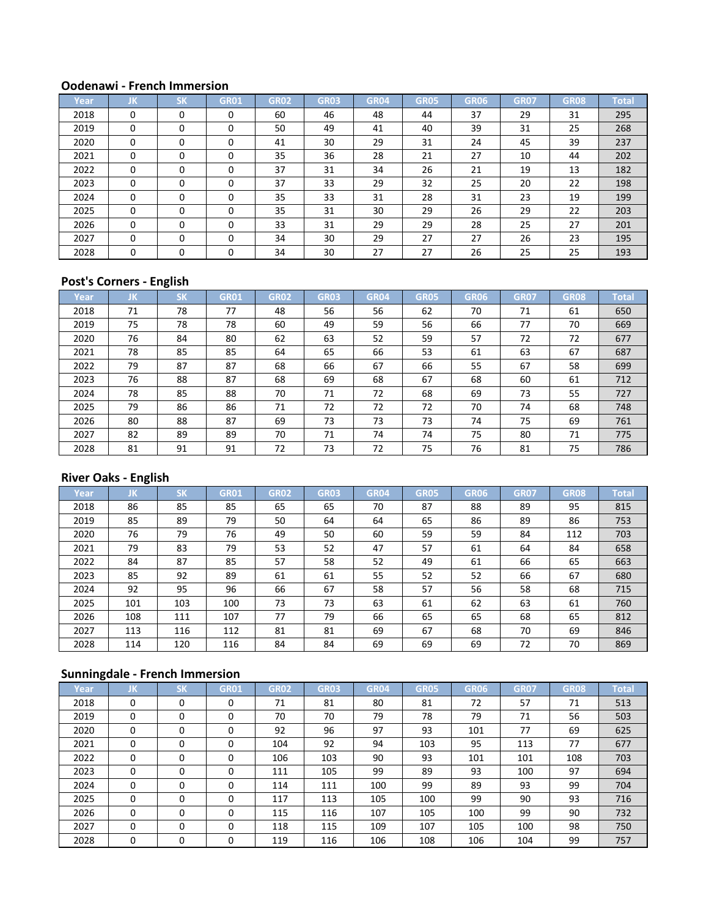### Oodenawi - French Immersion

| Year | JK | SK | GR01 | GR02 | GR03 | GR04 | GR05 | GR06 | GR07 | GR08 | Total |
|---|---|---|---|---|---|---|---|---|---|---|---|
| 2018 | 0 | 0 | 0 | 60 | 46 | 48 | 44 | 37 | 29 | 31 | 295 |
| 2019 | 0 | 0 | 0 | 50 | 49 | 41 | 40 | 39 | 31 | 25 | 268 |
| 2020 | 0 | 0 | 0 | 41 | 30 | 29 | 31 | 24 | 45 | 39 | 237 |
| 2021 | 0 | 0 | 0 | 35 | 36 | 28 | 21 | 27 | 10 | 44 | 202 |
| 2022 | 0 | 0 | 0 | 37 | 31 | 34 | 26 | 21 | 19 | 13 | 182 |
| 2023 | 0 | 0 | 0 | 37 | 33 | 29 | 32 | 25 | 20 | 22 | 198 |
| 2024 | 0 | 0 | 0 | 35 | 33 | 31 | 28 | 31 | 23 | 19 | 199 |
| 2025 | 0 | 0 | 0 | 35 | 31 | 30 | 29 | 26 | 29 | 22 | 203 |
| 2026 | 0 | 0 | 0 | 33 | 31 | 29 | 29 | 28 | 25 | 27 | 201 |
| 2027 | 0 | 0 | 0 | 34 | 30 | 29 | 27 | 27 | 26 | 23 | 195 |
| 2028 | 0 | 0 | 0 | 34 | 30 | 27 | 27 | 26 | 25 | 25 | 193 |

### Post's Corners - English

| Year | JK | SK | GR01 | GR02 | GR03 | GR04 | GR05 | GR06 | GR07 | GR08 | Total |
|---|---|---|---|---|---|---|---|---|---|---|---|
| 2018 | 71 | 78 | 77 | 48 | 56 | 56 | 62 | 70 | 71 | 61 | 650 |
| 2019 | 75 | 78 | 78 | 60 | 49 | 59 | 56 | 66 | 77 | 70 | 669 |
| 2020 | 76 | 84 | 80 | 62 | 63 | 52 | 59 | 57 | 72 | 72 | 677 |
| 2021 | 78 | 85 | 85 | 64 | 65 | 66 | 53 | 61 | 63 | 67 | 687 |
| 2022 | 79 | 87 | 87 | 68 | 66 | 67 | 66 | 55 | 67 | 58 | 699 |
| 2023 | 76 | 88 | 87 | 68 | 69 | 68 | 67 | 68 | 60 | 61 | 712 |
| 2024 | 78 | 85 | 88 | 70 | 71 | 72 | 68 | 69 | 73 | 55 | 727 |
| 2025 | 79 | 86 | 86 | 71 | 72 | 72 | 72 | 70 | 74 | 68 | 748 |
| 2026 | 80 | 88 | 87 | 69 | 73 | 73 | 73 | 74 | 75 | 69 | 761 |
| 2027 | 82 | 89 | 89 | 70 | 71 | 74 | 74 | 75 | 80 | 71 | 775 |
| 2028 | 81 | 91 | 91 | 72 | 73 | 72 | 75 | 76 | 81 | 75 | 786 |

### River Oaks - English

| Year | JK | SK | GR01 | GR02 | GR03 | GR04 | GR05 | GR06 | GR07 | GR08 | Total |
|---|---|---|---|---|---|---|---|---|---|---|---|
| 2018 | 86 | 85 | 85 | 65 | 65 | 70 | 87 | 88 | 89 | 95 | 815 |
| 2019 | 85 | 89 | 79 | 50 | 64 | 64 | 65 | 86 | 89 | 86 | 753 |
| 2020 | 76 | 79 | 76 | 49 | 50 | 60 | 59 | 59 | 84 | 112 | 703 |
| 2021 | 79 | 83 | 79 | 53 | 52 | 47 | 57 | 61 | 64 | 84 | 658 |
| 2022 | 84 | 87 | 85 | 57 | 58 | 52 | 49 | 61 | 66 | 65 | 663 |
| 2023 | 85 | 92 | 89 | 61 | 61 | 55 | 52 | 52 | 66 | 67 | 680 |
| 2024 | 92 | 95 | 96 | 66 | 67 | 58 | 57 | 56 | 58 | 68 | 715 |
| 2025 | 101 | 103 | 100 | 73 | 73 | 63 | 61 | 62 | 63 | 61 | 760 |
| 2026 | 108 | 111 | 107 | 77 | 79 | 66 | 65 | 65 | 68 | 65 | 812 |
| 2027 | 113 | 116 | 112 | 81 | 81 | 69 | 67 | 68 | 70 | 69 | 846 |
| 2028 | 114 | 120 | 116 | 84 | 84 | 69 | 69 | 69 | 72 | 70 | 869 |

### Sunningdale - French Immersion

| Year | JK | SK | GR01 | GR02 | GR03 | GR04 | GR05 | GR06 | GR07 | GR08 | Total |
|---|---|---|---|---|---|---|---|---|---|---|---|
| 2018 | 0 | 0 | 0 | 71 | 81 | 80 | 81 | 72 | 57 | 71 | 513 |
| 2019 | 0 | 0 | 0 | 70 | 70 | 79 | 78 | 79 | 71 | 56 | 503 |
| 2020 | 0 | 0 | 0 | 92 | 96 | 97 | 93 | 101 | 77 | 69 | 625 |
| 2021 | 0 | 0 | 0 | 104 | 92 | 94 | 103 | 95 | 113 | 77 | 677 |
| 2022 | 0 | 0 | 0 | 106 | 103 | 90 | 93 | 101 | 101 | 108 | 703 |
| 2023 | 0 | 0 | 0 | 111 | 105 | 99 | 89 | 93 | 100 | 97 | 694 |
| 2024 | 0 | 0 | 0 | 114 | 111 | 100 | 99 | 89 | 93 | 99 | 704 |
| 2025 | 0 | 0 | 0 | 117 | 113 | 105 | 100 | 99 | 90 | 93 | 716 |
| 2026 | 0 | 0 | 0 | 115 | 116 | 107 | 105 | 100 | 99 | 90 | 732 |
| 2027 | 0 | 0 | 0 | 118 | 115 | 109 | 107 | 105 | 100 | 98 | 750 |
| 2028 | 0 | 0 | 0 | 119 | 116 | 106 | 108 | 106 | 104 | 99 | 757 |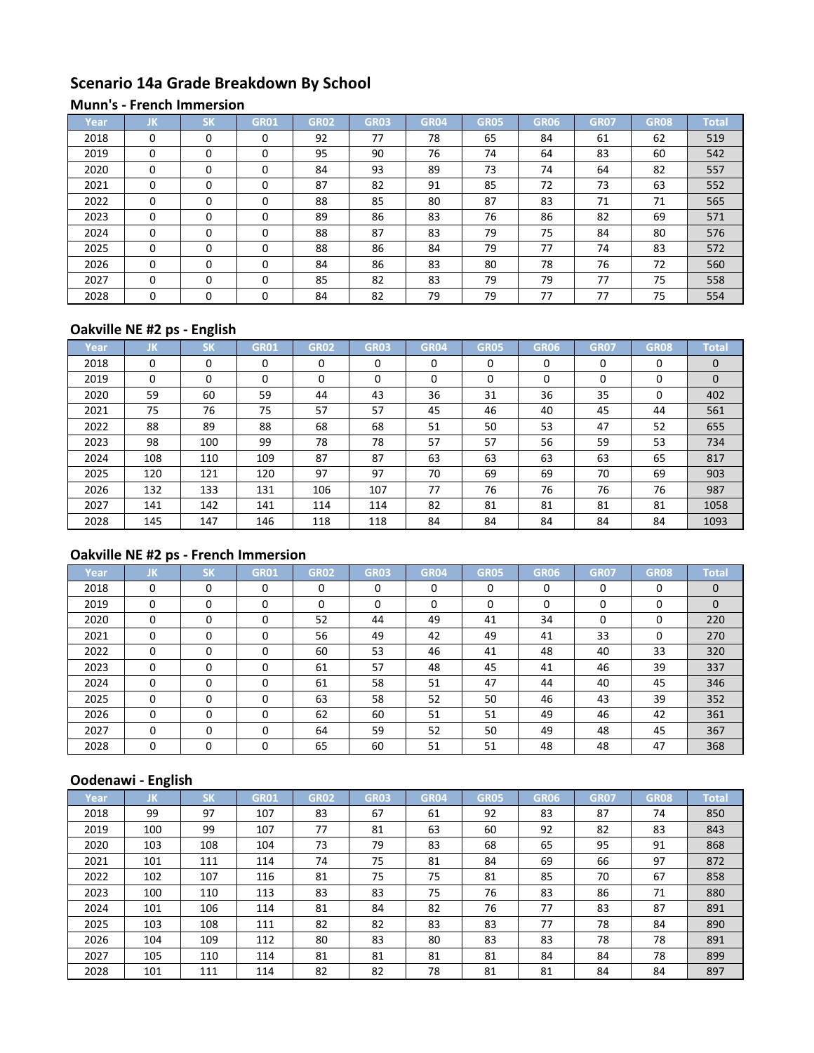## Scenario 14a Grade Breakdown By School

### Munn's - French Immersion

| Year | JK | SK | GR01 | GR02 | GR03 | GR04 | GR05 | GR06 | GR07 | GR08 | Total |
|---|---|---|---|---|---|---|---|---|---|---|---|
| 2018 | 0 | 0 | 0 | 92 | 77 | 78 | 65 | 84 | 61 | 62 | 519 |
| 2019 | 0 | 0 | 0 | 95 | 90 | 76 | 74 | 64 | 83 | 60 | 542 |
| 2020 | 0 | 0 | 0 | 84 | 93 | 89 | 73 | 74 | 64 | 82 | 557 |
| 2021 | 0 | 0 | 0 | 87 | 82 | 91 | 85 | 72 | 73 | 63 | 552 |
| 2022 | 0 | 0 | 0 | 88 | 85 | 80 | 87 | 83 | 71 | 71 | 565 |
| 2023 | 0 | 0 | 0 | 89 | 86 | 83 | 76 | 86 | 82 | 69 | 571 |
| 2024 | 0 | 0 | 0 | 88 | 87 | 83 | 79 | 75 | 84 | 80 | 576 |
| 2025 | 0 | 0 | 0 | 88 | 86 | 84 | 79 | 77 | 74 | 83 | 572 |
| 2026 | 0 | 0 | 0 | 84 | 86 | 83 | 80 | 78 | 76 | 72 | 560 |
| 2027 | 0 | 0 | 0 | 85 | 82 | 83 | 79 | 79 | 77 | 75 | 558 |
| 2028 | 0 | 0 | 0 | 84 | 82 | 79 | 79 | 77 | 77 | 75 | 554 |

### Oakville NE #2 ps - English

| Year | JK | SK | GR01 | GR02 | GR03 | GR04 | GR05 | GR06 | GR07 | GR08 | Total |
|---|---|---|---|---|---|---|---|---|---|---|---|
| 2018 | 0 | 0 | 0 | 0 | 0 | 0 | 0 | 0 | 0 | 0 | 0 |
| 2019 | 0 | 0 | 0 | 0 | 0 | 0 | 0 | 0 | 0 | 0 | 0 |
| 2020 | 59 | 60 | 59 | 44 | 43 | 36 | 31 | 36 | 35 | 0 | 402 |
| 2021 | 75 | 76 | 75 | 57 | 57 | 45 | 46 | 40 | 45 | 44 | 561 |
| 2022 | 88 | 89 | 88 | 68 | 68 | 51 | 50 | 53 | 47 | 52 | 655 |
| 2023 | 98 | 100 | 99 | 78 | 78 | 57 | 57 | 56 | 59 | 53 | 734 |
| 2024 | 108 | 110 | 109 | 87 | 87 | 63 | 63 | 63 | 63 | 65 | 817 |
| 2025 | 120 | 121 | 120 | 97 | 97 | 70 | 69 | 69 | 70 | 69 | 903 |
| 2026 | 132 | 133 | 131 | 106 | 107 | 77 | 76 | 76 | 76 | 76 | 987 |
| 2027 | 141 | 142 | 141 | 114 | 114 | 82 | 81 | 81 | 81 | 81 | 1058 |
| 2028 | 145 | 147 | 146 | 118 | 118 | 84 | 84 | 84 | 84 | 84 | 1093 |

### Oakville NE #2 ps - French Immersion

| Year | JK | SK | GR01 | GR02 | GR03 | GR04 | GR05 | GR06 | GR07 | GR08 | Total |
|---|---|---|---|---|---|---|---|---|---|---|---|
| 2018 | 0 | 0 | 0 | 0 | 0 | 0 | 0 | 0 | 0 | 0 | 0 |
| 2019 | 0 | 0 | 0 | 0 | 0 | 0 | 0 | 0 | 0 | 0 | 0 |
| 2020 | 0 | 0 | 0 | 52 | 44 | 49 | 41 | 34 | 0 | 0 | 220 |
| 2021 | 0 | 0 | 0 | 56 | 49 | 42 | 49 | 41 | 33 | 0 | 270 |
| 2022 | 0 | 0 | 0 | 60 | 53 | 46 | 41 | 48 | 40 | 33 | 320 |
| 2023 | 0 | 0 | 0 | 61 | 57 | 48 | 45 | 41 | 46 | 39 | 337 |
| 2024 | 0 | 0 | 0 | 61 | 58 | 51 | 47 | 44 | 40 | 45 | 346 |
| 2025 | 0 | 0 | 0 | 63 | 58 | 52 | 50 | 46 | 43 | 39 | 352 |
| 2026 | 0 | 0 | 0 | 62 | 60 | 51 | 51 | 49 | 46 | 42 | 361 |
| 2027 | 0 | 0 | 0 | 64 | 59 | 52 | 50 | 49 | 48 | 45 | 367 |
| 2028 | 0 | 0 | 0 | 65 | 60 | 51 | 51 | 48 | 48 | 47 | 368 |

### Oodenawi - English

| Year | JK | SK | GR01 | GR02 | GR03 | GR04 | GR05 | GR06 | GR07 | GR08 | Total |
|---|---|---|---|---|---|---|---|---|---|---|---|
| 2018 | 99 | 97 | 107 | 83 | 67 | 61 | 92 | 83 | 87 | 74 | 850 |
| 2019 | 100 | 99 | 107 | 77 | 81 | 63 | 60 | 92 | 82 | 83 | 843 |
| 2020 | 103 | 108 | 104 | 73 | 79 | 83 | 68 | 65 | 95 | 91 | 868 |
| 2021 | 101 | 111 | 114 | 74 | 75 | 81 | 84 | 69 | 66 | 97 | 872 |
| 2022 | 102 | 107 | 116 | 81 | 75 | 75 | 81 | 85 | 70 | 67 | 858 |
| 2023 | 100 | 110 | 113 | 83 | 83 | 75 | 76 | 83 | 86 | 71 | 880 |
| 2024 | 101 | 106 | 114 | 81 | 84 | 82 | 76 | 77 | 83 | 87 | 891 |
| 2025 | 103 | 108 | 111 | 82 | 82 | 83 | 83 | 77 | 78 | 84 | 890 |
| 2026 | 104 | 109 | 112 | 80 | 83 | 80 | 83 | 83 | 78 | 78 | 891 |
| 2027 | 105 | 110 | 114 | 81 | 81 | 81 | 81 | 84 | 84 | 78 | 899 |
| 2028 | 101 | 111 | 114 | 82 | 82 | 78 | 81 | 81 | 84 | 84 | 897 |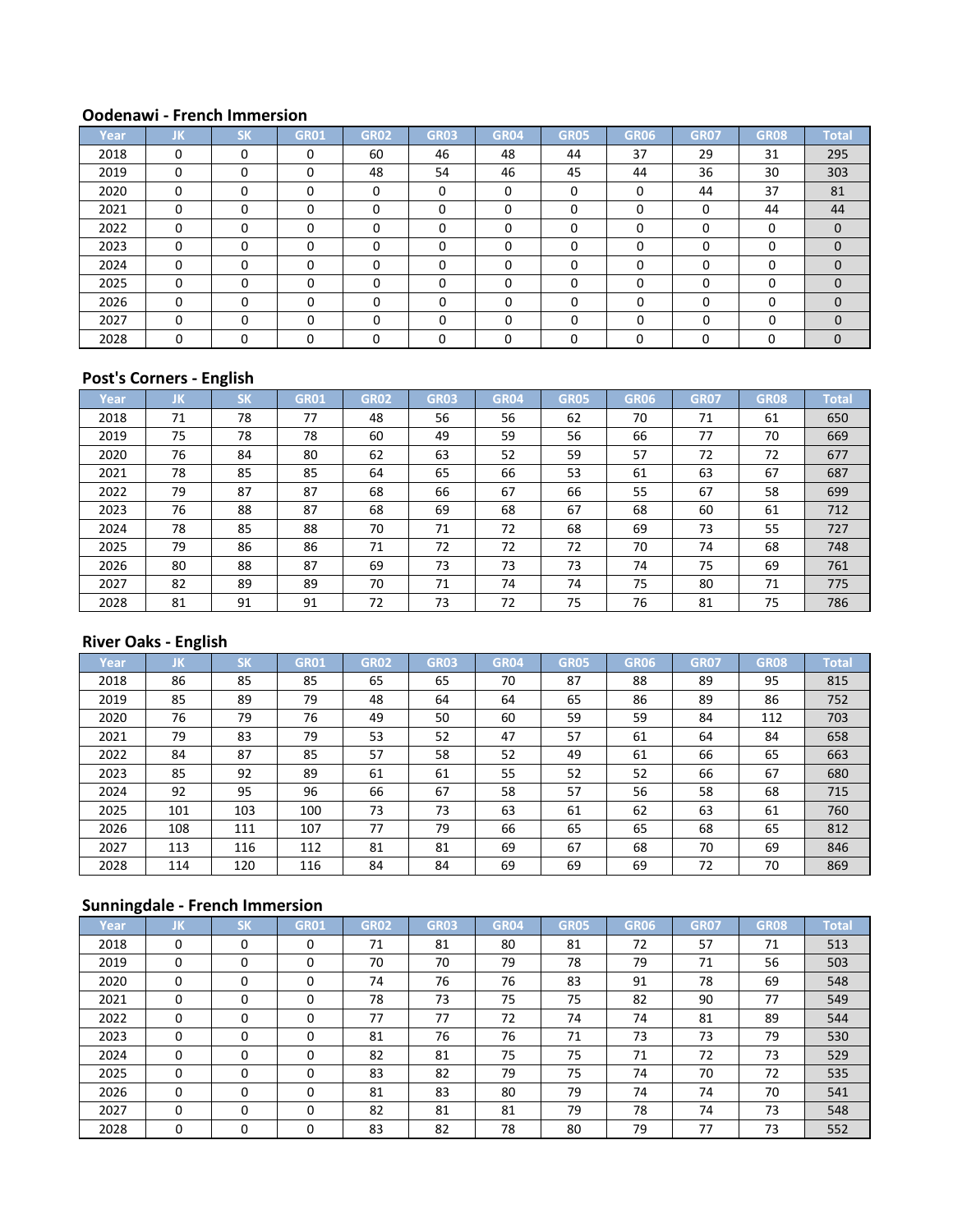### Oodenawi - French Immersion

| Year | JK | SK | GR01 | GR02 | GR03 | GR04 | GR05 | GR06 | GR07 | GR08 | Total |
|---|---|---|---|---|---|---|---|---|---|---|---|
| 2018 | 0 | 0 | 0 | 60 | 46 | 48 | 44 | 37 | 29 | 31 | 295 |
| 2019 | 0 | 0 | 0 | 48 | 54 | 46 | 45 | 44 | 36 | 30 | 303 |
| 2020 | 0 | 0 | 0 | 0 | 0 | 0 | 0 | 0 | 44 | 37 | 81 |
| 2021 | 0 | 0 | 0 | 0 | 0 | 0 | 0 | 0 | 0 | 44 | 44 |
| 2022 | 0 | 0 | 0 | 0 | 0 | 0 | 0 | 0 | 0 | 0 | 0 |
| 2023 | 0 | 0 | 0 | 0 | 0 | 0 | 0 | 0 | 0 | 0 | 0 |
| 2024 | 0 | 0 | 0 | 0 | 0 | 0 | 0 | 0 | 0 | 0 | 0 |
| 2025 | 0 | 0 | 0 | 0 | 0 | 0 | 0 | 0 | 0 | 0 | 0 |
| 2026 | 0 | 0 | 0 | 0 | 0 | 0 | 0 | 0 | 0 | 0 | 0 |
| 2027 | 0 | 0 | 0 | 0 | 0 | 0 | 0 | 0 | 0 | 0 | 0 |
| 2028 | 0 | 0 | 0 | 0 | 0 | 0 | 0 | 0 | 0 | 0 | 0 |

### Post's Corners - English

| Year | JK | SK | GR01 | GR02 | GR03 | GR04 | GR05 | GR06 | GR07 | GR08 | Total |
|---|---|---|---|---|---|---|---|---|---|---|---|
| 2018 | 71 | 78 | 77 | 48 | 56 | 56 | 62 | 70 | 71 | 61 | 650 |
| 2019 | 75 | 78 | 78 | 60 | 49 | 59 | 56 | 66 | 77 | 70 | 669 |
| 2020 | 76 | 84 | 80 | 62 | 63 | 52 | 59 | 57 | 72 | 72 | 677 |
| 2021 | 78 | 85 | 85 | 64 | 65 | 66 | 53 | 61 | 63 | 67 | 687 |
| 2022 | 79 | 87 | 87 | 68 | 66 | 67 | 66 | 55 | 67 | 58 | 699 |
| 2023 | 76 | 88 | 87 | 68 | 69 | 68 | 67 | 68 | 60 | 61 | 712 |
| 2024 | 78 | 85 | 88 | 70 | 71 | 72 | 68 | 69 | 73 | 55 | 727 |
| 2025 | 79 | 86 | 86 | 71 | 72 | 72 | 72 | 70 | 74 | 68 | 748 |
| 2026 | 80 | 88 | 87 | 69 | 73 | 73 | 73 | 74 | 75 | 69 | 761 |
| 2027 | 82 | 89 | 89 | 70 | 71 | 74 | 74 | 75 | 80 | 71 | 775 |
| 2028 | 81 | 91 | 91 | 72 | 73 | 72 | 75 | 76 | 81 | 75 | 786 |

### River Oaks - English

| Year | JK | SK | GR01 | GR02 | GR03 | GR04 | GR05 | GR06 | GR07 | GR08 | Total |
|---|---|---|---|---|---|---|---|---|---|---|---|
| 2018 | 86 | 85 | 85 | 65 | 65 | 70 | 87 | 88 | 89 | 95 | 815 |
| 2019 | 85 | 89 | 79 | 48 | 64 | 64 | 65 | 86 | 89 | 86 | 752 |
| 2020 | 76 | 79 | 76 | 49 | 50 | 60 | 59 | 59 | 84 | 112 | 703 |
| 2021 | 79 | 83 | 79 | 53 | 52 | 47 | 57 | 61 | 64 | 84 | 658 |
| 2022 | 84 | 87 | 85 | 57 | 58 | 52 | 49 | 61 | 66 | 65 | 663 |
| 2023 | 85 | 92 | 89 | 61 | 61 | 55 | 52 | 52 | 66 | 67 | 680 |
| 2024 | 92 | 95 | 96 | 66 | 67 | 58 | 57 | 56 | 58 | 68 | 715 |
| 2025 | 101 | 103 | 100 | 73 | 73 | 63 | 61 | 62 | 63 | 61 | 760 |
| 2026 | 108 | 111 | 107 | 77 | 79 | 66 | 65 | 65 | 68 | 65 | 812 |
| 2027 | 113 | 116 | 112 | 81 | 81 | 69 | 67 | 68 | 70 | 69 | 846 |
| 2028 | 114 | 120 | 116 | 84 | 84 | 69 | 69 | 69 | 72 | 70 | 869 |

### Sunningdale - French Immersion

| Year | JK | SK | GR01 | GR02 | GR03 | GR04 | GR05 | GR06 | GR07 | GR08 | Total |
|---|---|---|---|---|---|---|---|---|---|---|---|
| 2018 | 0 | 0 | 0 | 71 | 81 | 80 | 81 | 72 | 57 | 71 | 513 |
| 2019 | 0 | 0 | 0 | 70 | 70 | 79 | 78 | 79 | 71 | 56 | 503 |
| 2020 | 0 | 0 | 0 | 74 | 76 | 76 | 83 | 91 | 78 | 69 | 548 |
| 2021 | 0 | 0 | 0 | 78 | 73 | 75 | 75 | 82 | 90 | 77 | 549 |
| 2022 | 0 | 0 | 0 | 77 | 77 | 72 | 74 | 74 | 81 | 89 | 544 |
| 2023 | 0 | 0 | 0 | 81 | 76 | 76 | 71 | 73 | 73 | 79 | 530 |
| 2024 | 0 | 0 | 0 | 82 | 81 | 75 | 75 | 71 | 72 | 73 | 529 |
| 2025 | 0 | 0 | 0 | 83 | 82 | 79 | 75 | 74 | 70 | 72 | 535 |
| 2026 | 0 | 0 | 0 | 81 | 83 | 80 | 79 | 74 | 74 | 70 | 541 |
| 2027 | 0 | 0 | 0 | 82 | 81 | 81 | 79 | 78 | 74 | 73 | 548 |
| 2028 | 0 | 0 | 0 | 83 | 82 | 78 | 80 | 79 | 77 | 73 | 552 |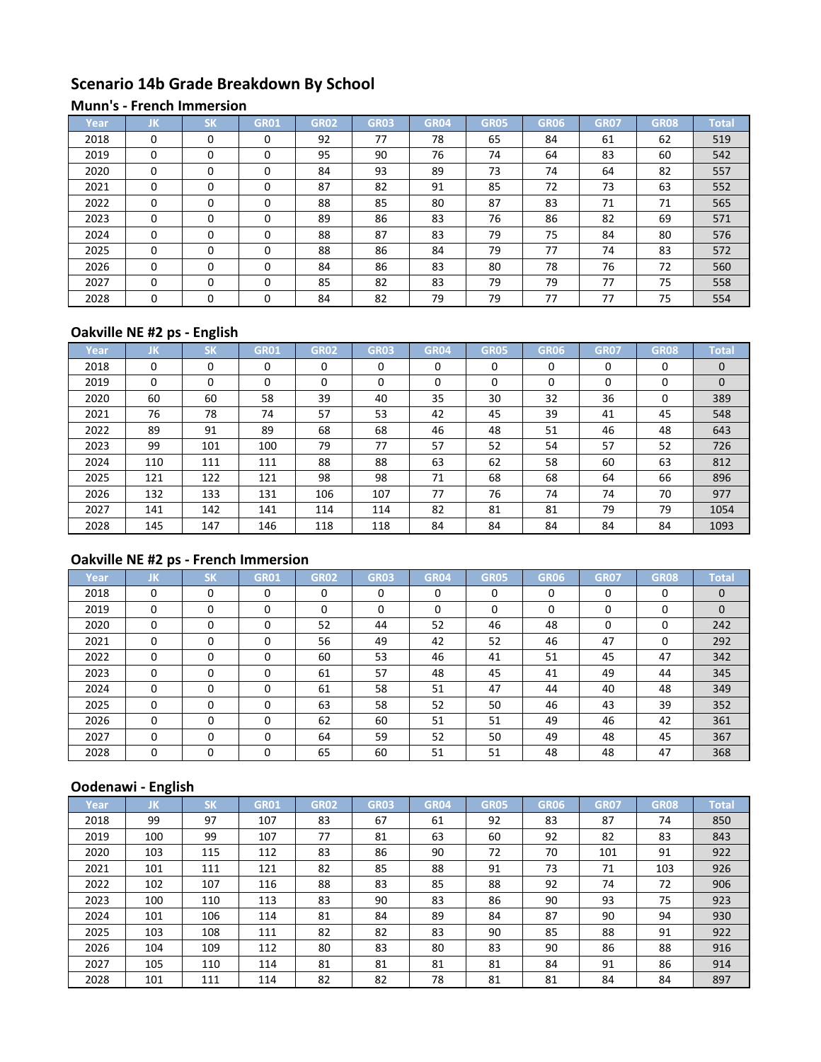## Scenario 14b Grade Breakdown By School

### Munn's - French Immersion

| Year | JK | SK | GR01 | GR02 | GR03 | GR04 | GR05 | GR06 | GR07 | GR08 | Total |
|---|---|---|---|---|---|---|---|---|---|---|---|
| 2018 | 0 | 0 | 0 | 92 | 77 | 78 | 65 | 84 | 61 | 62 | 519 |
| 2019 | 0 | 0 | 0 | 95 | 90 | 76 | 74 | 64 | 83 | 60 | 542 |
| 2020 | 0 | 0 | 0 | 84 | 93 | 89 | 73 | 74 | 64 | 82 | 557 |
| 2021 | 0 | 0 | 0 | 87 | 82 | 91 | 85 | 72 | 73 | 63 | 552 |
| 2022 | 0 | 0 | 0 | 88 | 85 | 80 | 87 | 83 | 71 | 71 | 565 |
| 2023 | 0 | 0 | 0 | 89 | 86 | 83 | 76 | 86 | 82 | 69 | 571 |
| 2024 | 0 | 0 | 0 | 88 | 87 | 83 | 79 | 75 | 84 | 80 | 576 |
| 2025 | 0 | 0 | 0 | 88 | 86 | 84 | 79 | 77 | 74 | 83 | 572 |
| 2026 | 0 | 0 | 0 | 84 | 86 | 83 | 80 | 78 | 76 | 72 | 560 |
| 2027 | 0 | 0 | 0 | 85 | 82 | 83 | 79 | 79 | 77 | 75 | 558 |
| 2028 | 0 | 0 | 0 | 84 | 82 | 79 | 79 | 77 | 77 | 75 | 554 |

### Oakville NE #2 ps - English

| Year | JK | SK | GR01 | GR02 | GR03 | GR04 | GR05 | GR06 | GR07 | GR08 | Total |
|---|---|---|---|---|---|---|---|---|---|---|---|
| 2018 | 0 | 0 | 0 | 0 | 0 | 0 | 0 | 0 | 0 | 0 | 0 |
| 2019 | 0 | 0 | 0 | 0 | 0 | 0 | 0 | 0 | 0 | 0 | 0 |
| 2020 | 60 | 60 | 58 | 39 | 40 | 35 | 30 | 32 | 36 | 0 | 389 |
| 2021 | 76 | 78 | 74 | 57 | 53 | 42 | 45 | 39 | 41 | 45 | 548 |
| 2022 | 89 | 91 | 89 | 68 | 68 | 46 | 48 | 51 | 46 | 48 | 643 |
| 2023 | 99 | 101 | 100 | 79 | 77 | 57 | 52 | 54 | 57 | 52 | 726 |
| 2024 | 110 | 111 | 111 | 88 | 88 | 63 | 62 | 58 | 60 | 63 | 812 |
| 2025 | 121 | 122 | 121 | 98 | 98 | 71 | 68 | 68 | 64 | 66 | 896 |
| 2026 | 132 | 133 | 131 | 106 | 107 | 77 | 76 | 74 | 74 | 70 | 977 |
| 2027 | 141 | 142 | 141 | 114 | 114 | 82 | 81 | 81 | 79 | 79 | 1054 |
| 2028 | 145 | 147 | 146 | 118 | 118 | 84 | 84 | 84 | 84 | 84 | 1093 |

### Oakville NE #2 ps - French Immersion

| Year | JK | SK | GR01 | GR02 | GR03 | GR04 | GR05 | GR06 | GR07 | GR08 | Total |
|---|---|---|---|---|---|---|---|---|---|---|---|
| 2018 | 0 | 0 | 0 | 0 | 0 | 0 | 0 | 0 | 0 | 0 | 0 |
| 2019 | 0 | 0 | 0 | 0 | 0 | 0 | 0 | 0 | 0 | 0 | 0 |
| 2020 | 0 | 0 | 0 | 52 | 44 | 52 | 46 | 48 | 0 | 0 | 242 |
| 2021 | 0 | 0 | 0 | 56 | 49 | 42 | 52 | 46 | 47 | 0 | 292 |
| 2022 | 0 | 0 | 0 | 60 | 53 | 46 | 41 | 51 | 45 | 47 | 342 |
| 2023 | 0 | 0 | 0 | 61 | 57 | 48 | 45 | 41 | 49 | 44 | 345 |
| 2024 | 0 | 0 | 0 | 61 | 58 | 51 | 47 | 44 | 40 | 48 | 349 |
| 2025 | 0 | 0 | 0 | 63 | 58 | 52 | 50 | 46 | 43 | 39 | 352 |
| 2026 | 0 | 0 | 0 | 62 | 60 | 51 | 51 | 49 | 46 | 42 | 361 |
| 2027 | 0 | 0 | 0 | 64 | 59 | 52 | 50 | 49 | 48 | 45 | 367 |
| 2028 | 0 | 0 | 0 | 65 | 60 | 51 | 51 | 48 | 48 | 47 | 368 |

### Oodenawi - English

| Year | JK | SK | GR01 | GR02 | GR03 | GR04 | GR05 | GR06 | GR07 | GR08 | Total |
|---|---|---|---|---|---|---|---|---|---|---|---|
| 2018 | 99 | 97 | 107 | 83 | 67 | 61 | 92 | 83 | 87 | 74 | 850 |
| 2019 | 100 | 99 | 107 | 77 | 81 | 63 | 60 | 92 | 82 | 83 | 843 |
| 2020 | 103 | 115 | 112 | 83 | 86 | 90 | 72 | 70 | 101 | 91 | 922 |
| 2021 | 101 | 111 | 121 | 82 | 85 | 88 | 91 | 73 | 71 | 103 | 926 |
| 2022 | 102 | 107 | 116 | 88 | 83 | 85 | 88 | 92 | 74 | 72 | 906 |
| 2023 | 100 | 110 | 113 | 83 | 90 | 83 | 86 | 90 | 93 | 75 | 923 |
| 2024 | 101 | 106 | 114 | 81 | 84 | 89 | 84 | 87 | 90 | 94 | 930 |
| 2025 | 103 | 108 | 111 | 82 | 82 | 83 | 90 | 85 | 88 | 91 | 922 |
| 2026 | 104 | 109 | 112 | 80 | 83 | 80 | 83 | 90 | 86 | 88 | 916 |
| 2027 | 105 | 110 | 114 | 81 | 81 | 81 | 81 | 84 | 91 | 86 | 914 |
| 2028 | 101 | 111 | 114 | 82 | 82 | 78 | 81 | 81 | 84 | 84 | 897 |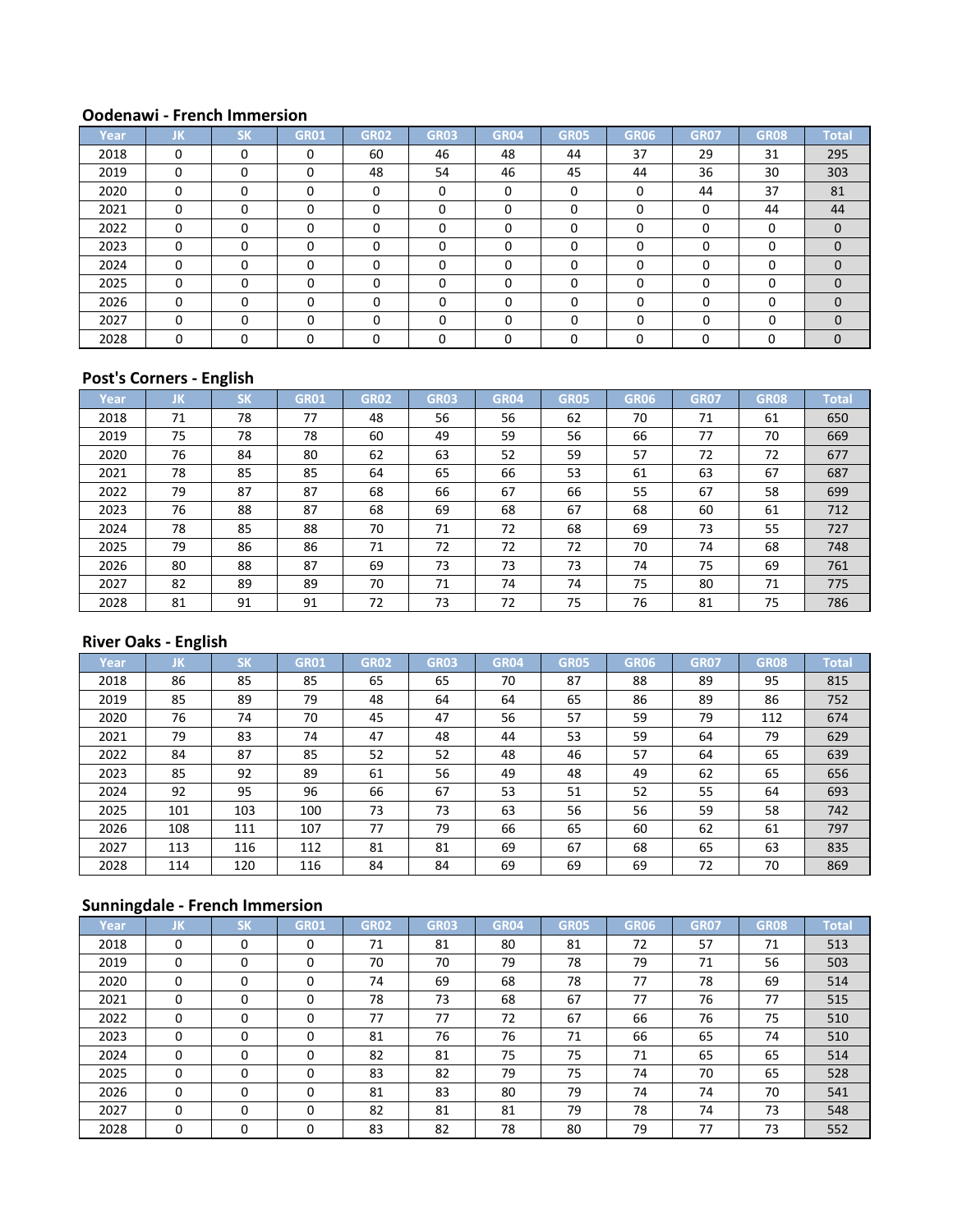### Oodenawi - French Immersion

| Year | JK | SK | GR01 | GR02 | GR03 | GR04 | GR05 | GR06 | GR07 | GR08 | Total |
|---|---|---|---|---|---|---|---|---|---|---|---|
| 2018 | 0 | 0 | 0 | 60 | 46 | 48 | 44 | 37 | 29 | 31 | 295 |
| 2019 | 0 | 0 | 0 | 48 | 54 | 46 | 45 | 44 | 36 | 30 | 303 |
| 2020 | 0 | 0 | 0 | 0 | 0 | 0 | 0 | 0 | 44 | 37 | 81 |
| 2021 | 0 | 0 | 0 | 0 | 0 | 0 | 0 | 0 | 0 | 44 | 44 |
| 2022 | 0 | 0 | 0 | 0 | 0 | 0 | 0 | 0 | 0 | 0 | 0 |
| 2023 | 0 | 0 | 0 | 0 | 0 | 0 | 0 | 0 | 0 | 0 | 0 |
| 2024 | 0 | 0 | 0 | 0 | 0 | 0 | 0 | 0 | 0 | 0 | 0 |
| 2025 | 0 | 0 | 0 | 0 | 0 | 0 | 0 | 0 | 0 | 0 | 0 |
| 2026 | 0 | 0 | 0 | 0 | 0 | 0 | 0 | 0 | 0 | 0 | 0 |
| 2027 | 0 | 0 | 0 | 0 | 0 | 0 | 0 | 0 | 0 | 0 | 0 |
| 2028 | 0 | 0 | 0 | 0 | 0 | 0 | 0 | 0 | 0 | 0 | 0 |

### Post's Corners - English

| Year | JK | SK | GR01 | GR02 | GR03 | GR04 | GR05 | GR06 | GR07 | GR08 | Total |
|---|---|---|---|---|---|---|---|---|---|---|---|
| 2018 | 71 | 78 | 77 | 48 | 56 | 56 | 62 | 70 | 71 | 61 | 650 |
| 2019 | 75 | 78 | 78 | 60 | 49 | 59 | 56 | 66 | 77 | 70 | 669 |
| 2020 | 76 | 84 | 80 | 62 | 63 | 52 | 59 | 57 | 72 | 72 | 677 |
| 2021 | 78 | 85 | 85 | 64 | 65 | 66 | 53 | 61 | 63 | 67 | 687 |
| 2022 | 79 | 87 | 87 | 68 | 66 | 67 | 66 | 55 | 67 | 58 | 699 |
| 2023 | 76 | 88 | 87 | 68 | 69 | 68 | 67 | 68 | 60 | 61 | 712 |
| 2024 | 78 | 85 | 88 | 70 | 71 | 72 | 68 | 69 | 73 | 55 | 727 |
| 2025 | 79 | 86 | 86 | 71 | 72 | 72 | 72 | 70 | 74 | 68 | 748 |
| 2026 | 80 | 88 | 87 | 69 | 73 | 73 | 73 | 74 | 75 | 69 | 761 |
| 2027 | 82 | 89 | 89 | 70 | 71 | 74 | 74 | 75 | 80 | 71 | 775 |
| 2028 | 81 | 91 | 91 | 72 | 73 | 72 | 75 | 76 | 81 | 75 | 786 |

### River Oaks - English

| Year | JK | SK | GR01 | GR02 | GR03 | GR04 | GR05 | GR06 | GR07 | GR08 | Total |
|---|---|---|---|---|---|---|---|---|---|---|---|
| 2018 | 86 | 85 | 85 | 65 | 65 | 70 | 87 | 88 | 89 | 95 | 815 |
| 2019 | 85 | 89 | 79 | 48 | 64 | 64 | 65 | 86 | 89 | 86 | 752 |
| 2020 | 76 | 74 | 70 | 45 | 47 | 56 | 57 | 59 | 79 | 112 | 674 |
| 2021 | 79 | 83 | 74 | 47 | 48 | 44 | 53 | 59 | 64 | 79 | 629 |
| 2022 | 84 | 87 | 85 | 52 | 52 | 48 | 46 | 57 | 64 | 65 | 639 |
| 2023 | 85 | 92 | 89 | 61 | 56 | 49 | 48 | 49 | 62 | 65 | 656 |
| 2024 | 92 | 95 | 96 | 66 | 67 | 53 | 51 | 52 | 55 | 64 | 693 |
| 2025 | 101 | 103 | 100 | 73 | 73 | 63 | 56 | 56 | 59 | 58 | 742 |
| 2026 | 108 | 111 | 107 | 77 | 79 | 66 | 65 | 60 | 62 | 61 | 797 |
| 2027 | 113 | 116 | 112 | 81 | 81 | 69 | 67 | 68 | 65 | 63 | 835 |
| 2028 | 114 | 120 | 116 | 84 | 84 | 69 | 69 | 69 | 72 | 70 | 869 |

### Sunningdale - French Immersion

| Year | JK | SK | GR01 | GR02 | GR03 | GR04 | GR05 | GR06 | GR07 | GR08 | Total |
|---|---|---|---|---|---|---|---|---|---|---|---|
| 2018 | 0 | 0 | 0 | 71 | 81 | 80 | 81 | 72 | 57 | 71 | 513 |
| 2019 | 0 | 0 | 0 | 70 | 70 | 79 | 78 | 79 | 71 | 56 | 503 |
| 2020 | 0 | 0 | 0 | 74 | 69 | 68 | 78 | 77 | 78 | 69 | 514 |
| 2021 | 0 | 0 | 0 | 78 | 73 | 68 | 67 | 77 | 76 | 77 | 515 |
| 2022 | 0 | 0 | 0 | 77 | 77 | 72 | 67 | 66 | 76 | 75 | 510 |
| 2023 | 0 | 0 | 0 | 81 | 76 | 76 | 71 | 66 | 65 | 74 | 510 |
| 2024 | 0 | 0 | 0 | 82 | 81 | 75 | 75 | 71 | 65 | 65 | 514 |
| 2025 | 0 | 0 | 0 | 83 | 82 | 79 | 75 | 74 | 70 | 65 | 528 |
| 2026 | 0 | 0 | 0 | 81 | 83 | 80 | 79 | 74 | 74 | 70 | 541 |
| 2027 | 0 | 0 | 0 | 82 | 81 | 81 | 79 | 78 | 74 | 73 | 548 |
| 2028 | 0 | 0 | 0 | 83 | 82 | 78 | 80 | 79 | 77 | 73 | 552 |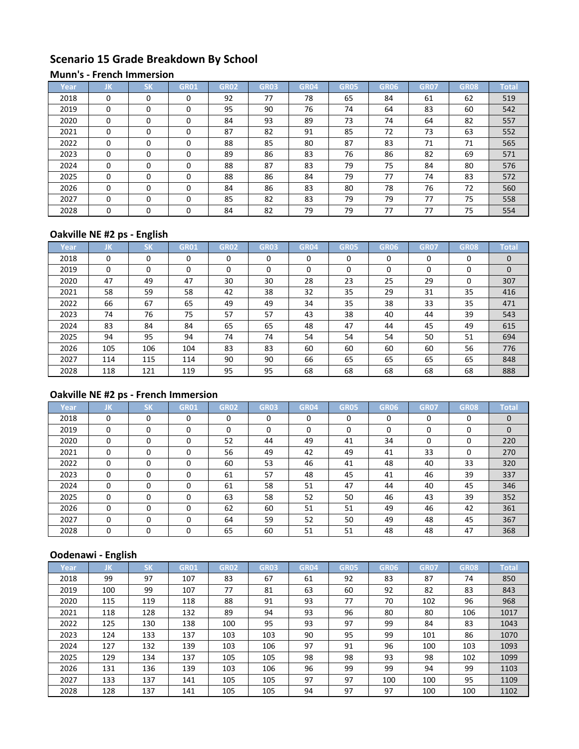# Scenario 15 Grade Breakdown By School

## Munn's - French Immersion

| Year | JK | SK | GR01 | GR02 | GR03 | GR04 | GR05 | GR06 | GR07 | GR08 | Total |
|---|---|---|---|---|---|---|---|---|---|---|---|
| 2018 | 0 | 0 | 0 | 92 | 77 | 78 | 65 | 84 | 61 | 62 | 519 |
| 2019 | 0 | 0 | 0 | 95 | 90 | 76 | 74 | 64 | 83 | 60 | 542 |
| 2020 | 0 | 0 | 0 | 84 | 93 | 89 | 73 | 74 | 64 | 82 | 557 |
| 2021 | 0 | 0 | 0 | 87 | 82 | 91 | 85 | 72 | 73 | 63 | 552 |
| 2022 | 0 | 0 | 0 | 88 | 85 | 80 | 87 | 83 | 71 | 71 | 565 |
| 2023 | 0 | 0 | 0 | 89 | 86 | 83 | 76 | 86 | 82 | 69 | 571 |
| 2024 | 0 | 0 | 0 | 88 | 87 | 83 | 79 | 75 | 84 | 80 | 576 |
| 2025 | 0 | 0 | 0 | 88 | 86 | 84 | 79 | 77 | 74 | 83 | 572 |
| 2026 | 0 | 0 | 0 | 84 | 86 | 83 | 80 | 78 | 76 | 72 | 560 |
| 2027 | 0 | 0 | 0 | 85 | 82 | 83 | 79 | 79 | 77 | 75 | 558 |
| 2028 | 0 | 0 | 0 | 84 | 82 | 79 | 79 | 77 | 77 | 75 | 554 |

## Oakville NE #2 ps - English

| Year | JK | SK | GR01 | GR02 | GR03 | GR04 | GR05 | GR06 | GR07 | GR08 | Total |
|---|---|---|---|---|---|---|---|---|---|---|---|
| 2018 | 0 | 0 | 0 | 0 | 0 | 0 | 0 | 0 | 0 | 0 | 0 |
| 2019 | 0 | 0 | 0 | 0 | 0 | 0 | 0 | 0 | 0 | 0 | 0 |
| 2020 | 47 | 49 | 47 | 30 | 30 | 28 | 23 | 25 | 29 | 0 | 307 |
| 2021 | 58 | 59 | 58 | 42 | 38 | 32 | 35 | 29 | 31 | 35 | 416 |
| 2022 | 66 | 67 | 65 | 49 | 49 | 34 | 35 | 38 | 33 | 35 | 471 |
| 2023 | 74 | 76 | 75 | 57 | 57 | 43 | 38 | 40 | 44 | 39 | 543 |
| 2024 | 83 | 84 | 84 | 65 | 65 | 48 | 47 | 44 | 45 | 49 | 615 |
| 2025 | 94 | 95 | 94 | 74 | 74 | 54 | 54 | 54 | 50 | 51 | 694 |
| 2026 | 105 | 106 | 104 | 83 | 83 | 60 | 60 | 60 | 60 | 56 | 776 |
| 2027 | 114 | 115 | 114 | 90 | 90 | 66 | 65 | 65 | 65 | 65 | 848 |
| 2028 | 118 | 121 | 119 | 95 | 95 | 68 | 68 | 68 | 68 | 68 | 888 |

## Oakville NE #2 ps - French Immersion

| Year | JK | SK | GR01 | GR02 | GR03 | GR04 | GR05 | GR06 | GR07 | GR08 | Total |
|---|---|---|---|---|---|---|---|---|---|---|---|
| 2018 | 0 | 0 | 0 | 0 | 0 | 0 | 0 | 0 | 0 | 0 | 0 |
| 2019 | 0 | 0 | 0 | 0 | 0 | 0 | 0 | 0 | 0 | 0 | 0 |
| 2020 | 0 | 0 | 0 | 52 | 44 | 49 | 41 | 34 | 0 | 0 | 220 |
| 2021 | 0 | 0 | 0 | 56 | 49 | 42 | 49 | 41 | 33 | 0 | 270 |
| 2022 | 0 | 0 | 0 | 60 | 53 | 46 | 41 | 48 | 40 | 33 | 320 |
| 2023 | 0 | 0 | 0 | 61 | 57 | 48 | 45 | 41 | 46 | 39 | 337 |
| 2024 | 0 | 0 | 0 | 61 | 58 | 51 | 47 | 44 | 40 | 45 | 346 |
| 2025 | 0 | 0 | 0 | 63 | 58 | 52 | 50 | 46 | 43 | 39 | 352 |
| 2026 | 0 | 0 | 0 | 62 | 60 | 51 | 51 | 49 | 46 | 42 | 361 |
| 2027 | 0 | 0 | 0 | 64 | 59 | 52 | 50 | 49 | 48 | 45 | 367 |
| 2028 | 0 | 0 | 0 | 65 | 60 | 51 | 51 | 48 | 48 | 47 | 368 |

## Oodenawi - English

| Year | JK | SK | GR01 | GR02 | GR03 | GR04 | GR05 | GR06 | GR07 | GR08 | Total |
|---|---|---|---|---|---|---|---|---|---|---|---|
| 2018 | 99 | 97 | 107 | 83 | 67 | 61 | 92 | 83 | 87 | 74 | 850 |
| 2019 | 100 | 99 | 107 | 77 | 81 | 63 | 60 | 92 | 82 | 83 | 843 |
| 2020 | 115 | 119 | 118 | 88 | 91 | 93 | 77 | 70 | 102 | 96 | 968 |
| 2021 | 118 | 128 | 132 | 89 | 94 | 93 | 96 | 80 | 80 | 106 | 1017 |
| 2022 | 125 | 130 | 138 | 100 | 95 | 93 | 97 | 99 | 84 | 83 | 1043 |
| 2023 | 124 | 133 | 137 | 103 | 103 | 90 | 95 | 99 | 101 | 86 | 1070 |
| 2024 | 127 | 132 | 139 | 103 | 106 | 97 | 91 | 96 | 100 | 103 | 1093 |
| 2025 | 129 | 134 | 137 | 105 | 105 | 98 | 98 | 93 | 98 | 102 | 1099 |
| 2026 | 131 | 136 | 139 | 103 | 106 | 96 | 99 | 99 | 94 | 99 | 1103 |
| 2027 | 133 | 137 | 141 | 105 | 105 | 97 | 97 | 100 | 100 | 95 | 1109 |
| 2028 | 128 | 137 | 141 | 105 | 105 | 94 | 97 | 97 | 100 | 100 | 1102 |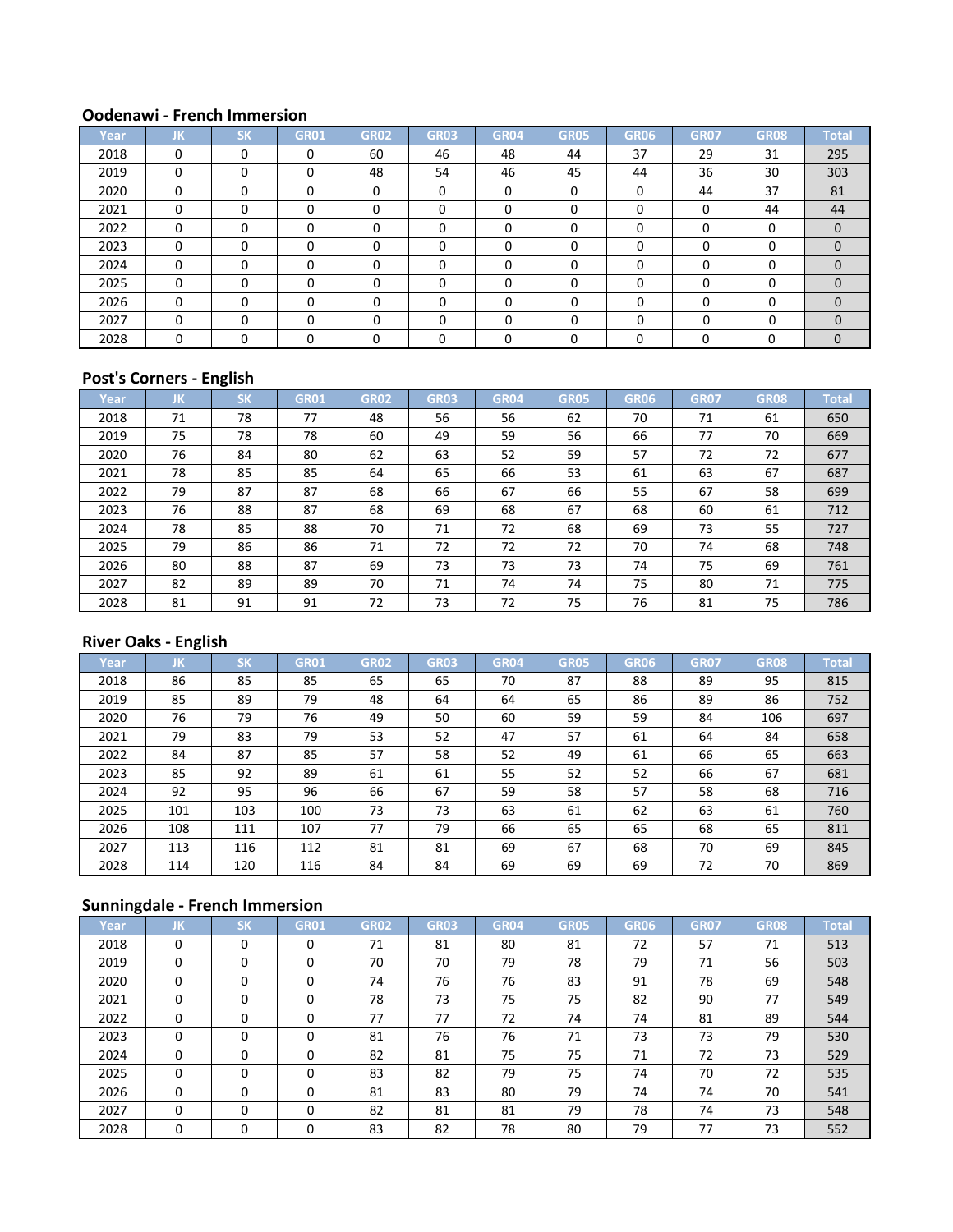### Oodenawi - French Immersion

| Year | JK | SK | GR01 | GR02 | GR03 | GR04 | GR05 | GR06 | GR07 | GR08 | Total |
|---|---|---|---|---|---|---|---|---|---|---|---|
| 2018 | 0 | 0 | 0 | 60 | 46 | 48 | 44 | 37 | 29 | 31 | 295 |
| 2019 | 0 | 0 | 0 | 48 | 54 | 46 | 45 | 44 | 36 | 30 | 303 |
| 2020 | 0 | 0 | 0 | 0 | 0 | 0 | 0 | 0 | 44 | 37 | 81 |
| 2021 | 0 | 0 | 0 | 0 | 0 | 0 | 0 | 0 | 0 | 44 | 44 |
| 2022 | 0 | 0 | 0 | 0 | 0 | 0 | 0 | 0 | 0 | 0 | 0 |
| 2023 | 0 | 0 | 0 | 0 | 0 | 0 | 0 | 0 | 0 | 0 | 0 |
| 2024 | 0 | 0 | 0 | 0 | 0 | 0 | 0 | 0 | 0 | 0 | 0 |
| 2025 | 0 | 0 | 0 | 0 | 0 | 0 | 0 | 0 | 0 | 0 | 0 |
| 2026 | 0 | 0 | 0 | 0 | 0 | 0 | 0 | 0 | 0 | 0 | 0 |
| 2027 | 0 | 0 | 0 | 0 | 0 | 0 | 0 | 0 | 0 | 0 | 0 |
| 2028 | 0 | 0 | 0 | 0 | 0 | 0 | 0 | 0 | 0 | 0 | 0 |

### Post's Corners - English

| Year | JK | SK | GR01 | GR02 | GR03 | GR04 | GR05 | GR06 | GR07 | GR08 | Total |
|---|---|---|---|---|---|---|---|---|---|---|---|
| 2018 | 71 | 78 | 77 | 48 | 56 | 56 | 62 | 70 | 71 | 61 | 650 |
| 2019 | 75 | 78 | 78 | 60 | 49 | 59 | 56 | 66 | 77 | 70 | 669 |
| 2020 | 76 | 84 | 80 | 62 | 63 | 52 | 59 | 57 | 72 | 72 | 677 |
| 2021 | 78 | 85 | 85 | 64 | 65 | 66 | 53 | 61 | 63 | 67 | 687 |
| 2022 | 79 | 87 | 87 | 68 | 66 | 67 | 66 | 55 | 67 | 58 | 699 |
| 2023 | 76 | 88 | 87 | 68 | 69 | 68 | 67 | 68 | 60 | 61 | 712 |
| 2024 | 78 | 85 | 88 | 70 | 71 | 72 | 68 | 69 | 73 | 55 | 727 |
| 2025 | 79 | 86 | 86 | 71 | 72 | 72 | 72 | 70 | 74 | 68 | 748 |
| 2026 | 80 | 88 | 87 | 69 | 73 | 73 | 73 | 74 | 75 | 69 | 761 |
| 2027 | 82 | 89 | 89 | 70 | 71 | 74 | 74 | 75 | 80 | 71 | 775 |
| 2028 | 81 | 91 | 91 | 72 | 73 | 72 | 75 | 76 | 81 | 75 | 786 |

### River Oaks - English

| Year | JK | SK | GR01 | GR02 | GR03 | GR04 | GR05 | GR06 | GR07 | GR08 | Total |
|---|---|---|---|---|---|---|---|---|---|---|---|
| 2018 | 86 | 85 | 85 | 65 | 65 | 70 | 87 | 88 | 89 | 95 | 815 |
| 2019 | 85 | 89 | 79 | 48 | 64 | 64 | 65 | 86 | 89 | 86 | 752 |
| 2020 | 76 | 79 | 76 | 49 | 50 | 60 | 59 | 59 | 84 | 106 | 697 |
| 2021 | 79 | 83 | 79 | 53 | 52 | 47 | 57 | 61 | 64 | 84 | 658 |
| 2022 | 84 | 87 | 85 | 57 | 58 | 52 | 49 | 61 | 66 | 65 | 663 |
| 2023 | 85 | 92 | 89 | 61 | 61 | 55 | 52 | 52 | 66 | 67 | 681 |
| 2024 | 92 | 95 | 96 | 66 | 67 | 59 | 58 | 57 | 58 | 68 | 716 |
| 2025 | 101 | 103 | 100 | 73 | 73 | 63 | 61 | 62 | 63 | 61 | 760 |
| 2026 | 108 | 111 | 107 | 77 | 79 | 66 | 65 | 65 | 68 | 65 | 811 |
| 2027 | 113 | 116 | 112 | 81 | 81 | 69 | 67 | 68 | 70 | 69 | 845 |
| 2028 | 114 | 120 | 116 | 84 | 84 | 69 | 69 | 69 | 72 | 70 | 869 |

### Sunningdale - French Immersion

| Year | JK | SK | GR01 | GR02 | GR03 | GR04 | GR05 | GR06 | GR07 | GR08 | Total |
|---|---|---|---|---|---|---|---|---|---|---|---|
| 2018 | 0 | 0 | 0 | 71 | 81 | 80 | 81 | 72 | 57 | 71 | 513 |
| 2019 | 0 | 0 | 0 | 70 | 70 | 79 | 78 | 79 | 71 | 56 | 503 |
| 2020 | 0 | 0 | 0 | 74 | 76 | 76 | 83 | 91 | 78 | 69 | 548 |
| 2021 | 0 | 0 | 0 | 78 | 73 | 75 | 75 | 82 | 90 | 77 | 549 |
| 2022 | 0 | 0 | 0 | 77 | 77 | 72 | 74 | 74 | 81 | 89 | 544 |
| 2023 | 0 | 0 | 0 | 81 | 76 | 76 | 71 | 73 | 73 | 79 | 530 |
| 2024 | 0 | 0 | 0 | 82 | 81 | 75 | 75 | 71 | 72 | 73 | 529 |
| 2025 | 0 | 0 | 0 | 83 | 82 | 79 | 75 | 74 | 70 | 72 | 535 |
| 2026 | 0 | 0 | 0 | 81 | 83 | 80 | 79 | 74 | 74 | 70 | 541 |
| 2027 | 0 | 0 | 0 | 82 | 81 | 81 | 79 | 78 | 74 | 73 | 548 |
| 2028 | 0 | 0 | 0 | 83 | 82 | 78 | 80 | 79 | 77 | 73 | 552 |